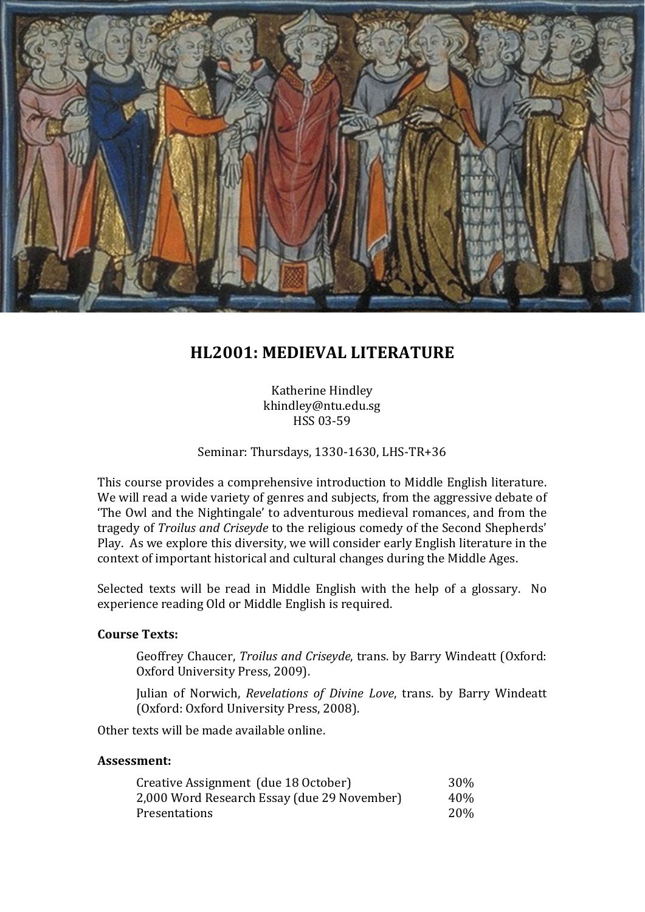# HL2001: MEDIEVAL LITERATURE

Katherine Hindley
khindley@ntu.edu.sg
HSS 03-59

Seminar: Thursdays, 1330-1630, LHS-TR+36

This course provides a comprehensive introduction to Middle English literature. We will read a wide variety of genres and subjects, from the aggressive debate of 'The Owl and the Nightingale' to adventurous medieval romances, and from the tragedy of *Troilus and Criseyde* to the religious comedy of the Second Shepherds' Play. As we explore this diversity, we will consider early English literature in the context of important historical and cultural changes during the Middle Ages.

Selected texts will be read in Middle English with the help of a glossary. No experience reading Old or Middle English is required.

**Course Texts:**

> Geoffrey Chaucer, *Troilus and Criseyde*, trans. by Barry Windeatt (Oxford: Oxford University Press, 2009).
>
> Julian of Norwich, *Revelations of Divine Love*, trans. by Barry Windeatt (Oxford: Oxford University Press, 2008).

Other texts will be made available online.

**Assessment:**

| | |
|---|---|
| Creative Assignment (due 18 October) | 30% |
| 2,000 Word Research Essay (due 29 November) | 40% |
| Presentations | 20% |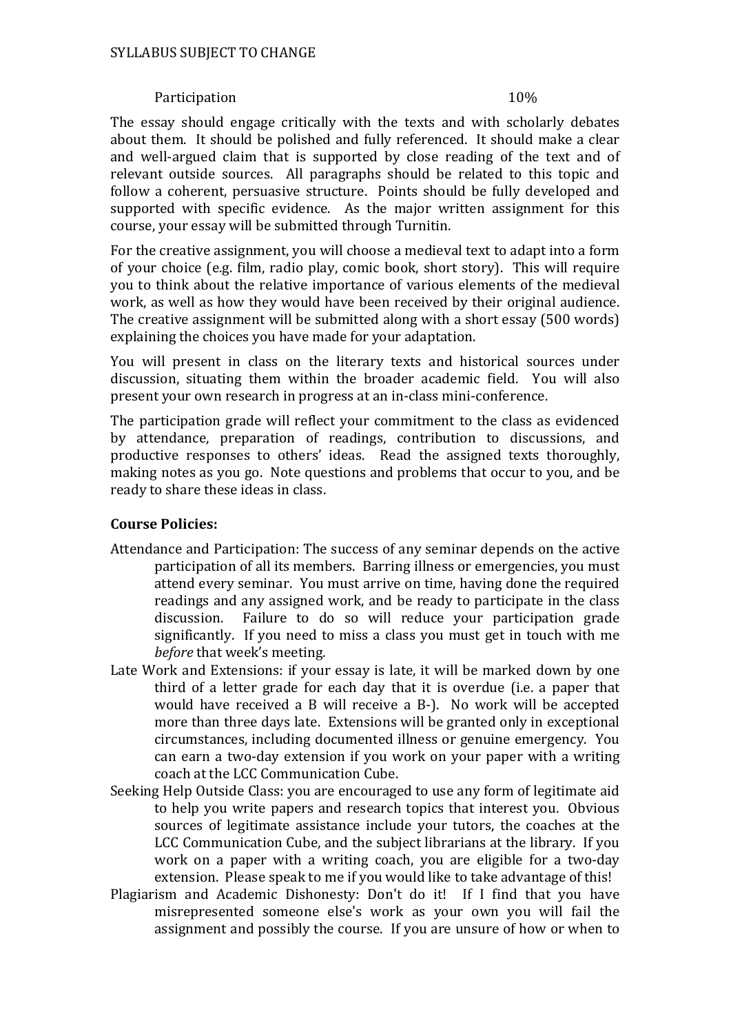| Participation | 10% |
| --- | --- |

The essay should engage critically with the texts and with scholarly debates about them. It should be polished and fully referenced. It should make a clear and well-argued claim that is supported by close reading of the text and of relevant outside sources. All paragraphs should be related to this topic and follow a coherent, persuasive structure. Points should be fully developed and supported with specific evidence. As the major written assignment for this course, your essay will be submitted through Turnitin.

For the creative assignment, you will choose a medieval text to adapt into a form of your choice (e.g. film, radio play, comic book, short story). This will require you to think about the relative importance of various elements of the medieval work, as well as how they would have been received by their original audience. The creative assignment will be submitted along with a short essay (500 words) explaining the choices you have made for your adaptation.

You will present in class on the literary texts and historical sources under discussion, situating them within the broader academic field. You will also present your own research in progress at an in-class mini-conference.

The participation grade will reflect your commitment to the class as evidenced by attendance, preparation of readings, contribution to discussions, and productive responses to others' ideas. Read the assigned texts thoroughly, making notes as you go. Note questions and problems that occur to you, and be ready to share these ideas in class.

**Course Policies:**

Attendance and Participation: The success of any seminar depends on the active participation of all its members. Barring illness or emergencies, you must attend every seminar. You must arrive on time, having done the required readings and any assigned work, and be ready to participate in the class discussion. Failure to do so will reduce your participation grade significantly. If you need to miss a class you must get in touch with me *before* that week's meeting.

Late Work and Extensions: if your essay is late, it will be marked down by one third of a letter grade for each day that it is overdue (i.e. a paper that would have received a B will receive a B-). No work will be accepted more than three days late. Extensions will be granted only in exceptional circumstances, including documented illness or genuine emergency. You can earn a two-day extension if you work on your paper with a writing coach at the LCC Communication Cube.

Seeking Help Outside Class: you are encouraged to use any form of legitimate aid to help you write papers and research topics that interest you. Obvious sources of legitimate assistance include your tutors, the coaches at the LCC Communication Cube, and the subject librarians at the library. If you work on a paper with a writing coach, you are eligible for a two-day extension. Please speak to me if you would like to take advantage of this!

Plagiarism and Academic Dishonesty: Don't do it! If I find that you have misrepresented someone else's work as your own you will fail the assignment and possibly the course. If you are unsure of how or when to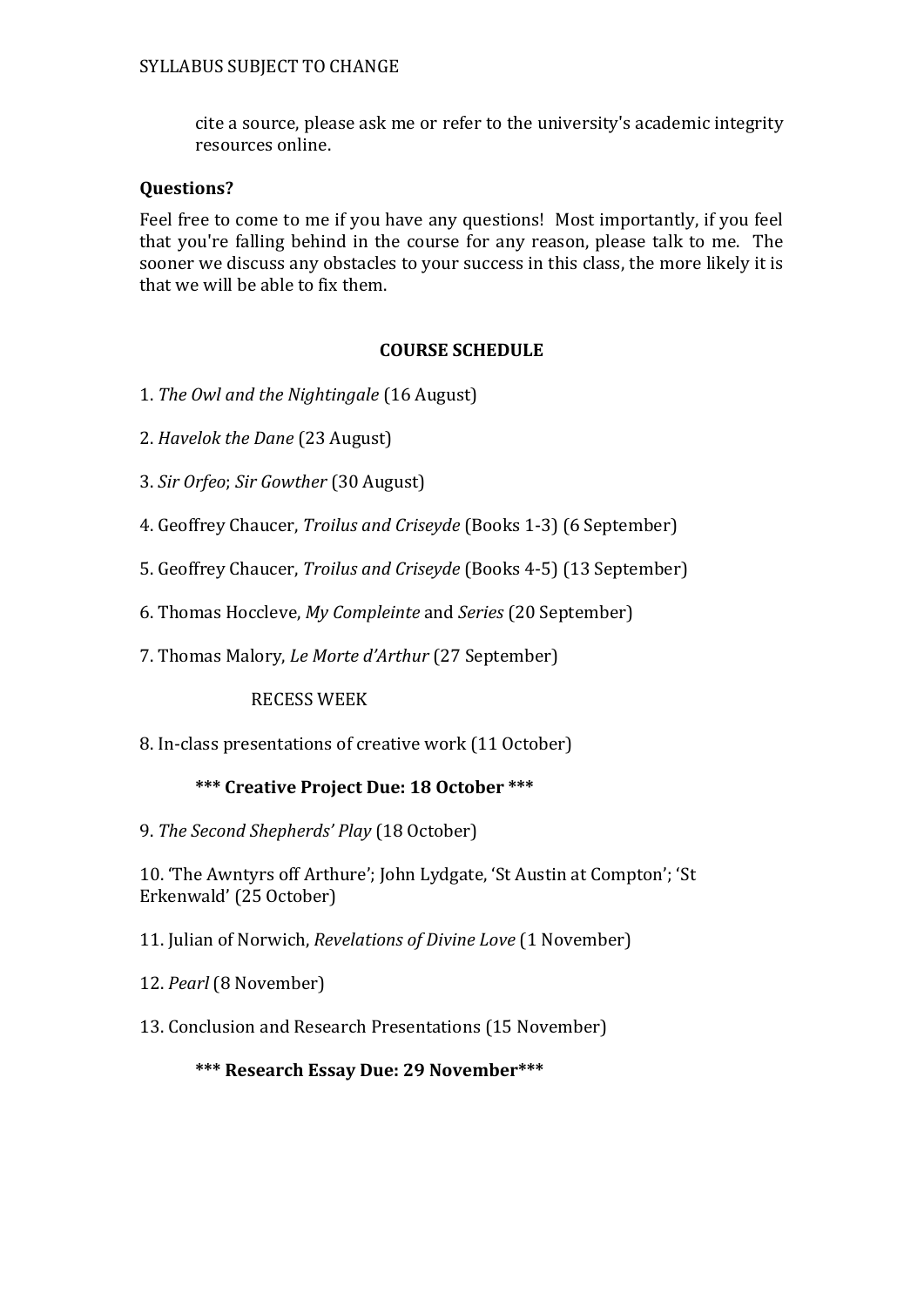cite a source, please ask me or refer to the university's academic integrity resources online.

**Questions?**

Feel free to come to me if you have any questions! Most importantly, if you feel that you're falling behind in the course for any reason, please talk to me. The sooner we discuss any obstacles to your success in this class, the more likely it is that we will be able to fix them.

**COURSE SCHEDULE**

1. *The Owl and the Nightingale* (16 August)

2. *Havelok the Dane* (23 August)

3. *Sir Orfeo*; *Sir Gowther* (30 August)

4. Geoffrey Chaucer, *Troilus and Criseyde* (Books 1-3) (6 September)

5. Geoffrey Chaucer, *Troilus and Criseyde* (Books 4-5) (13 September)

6. Thomas Hoccleve, *My Compleinte* and *Series* (20 September)

7. Thomas Malory, *Le Morte d'Arthur* (27 September)

RECESS WEEK

8. In-class presentations of creative work (11 October)

**\*\*\* Creative Project Due: 18 October \*\*\***

9. *The Second Shepherds' Play* (18 October)

10. 'The Awntyrs off Arthure'; John Lydgate, 'St Austin at Compton'; 'St Erkenwald' (25 October)

11. Julian of Norwich, *Revelations of Divine Love* (1 November)

12. *Pearl* (8 November)

13. Conclusion and Research Presentations (15 November)

**\*\*\* Research Essay Due: 29 November\*\*\***